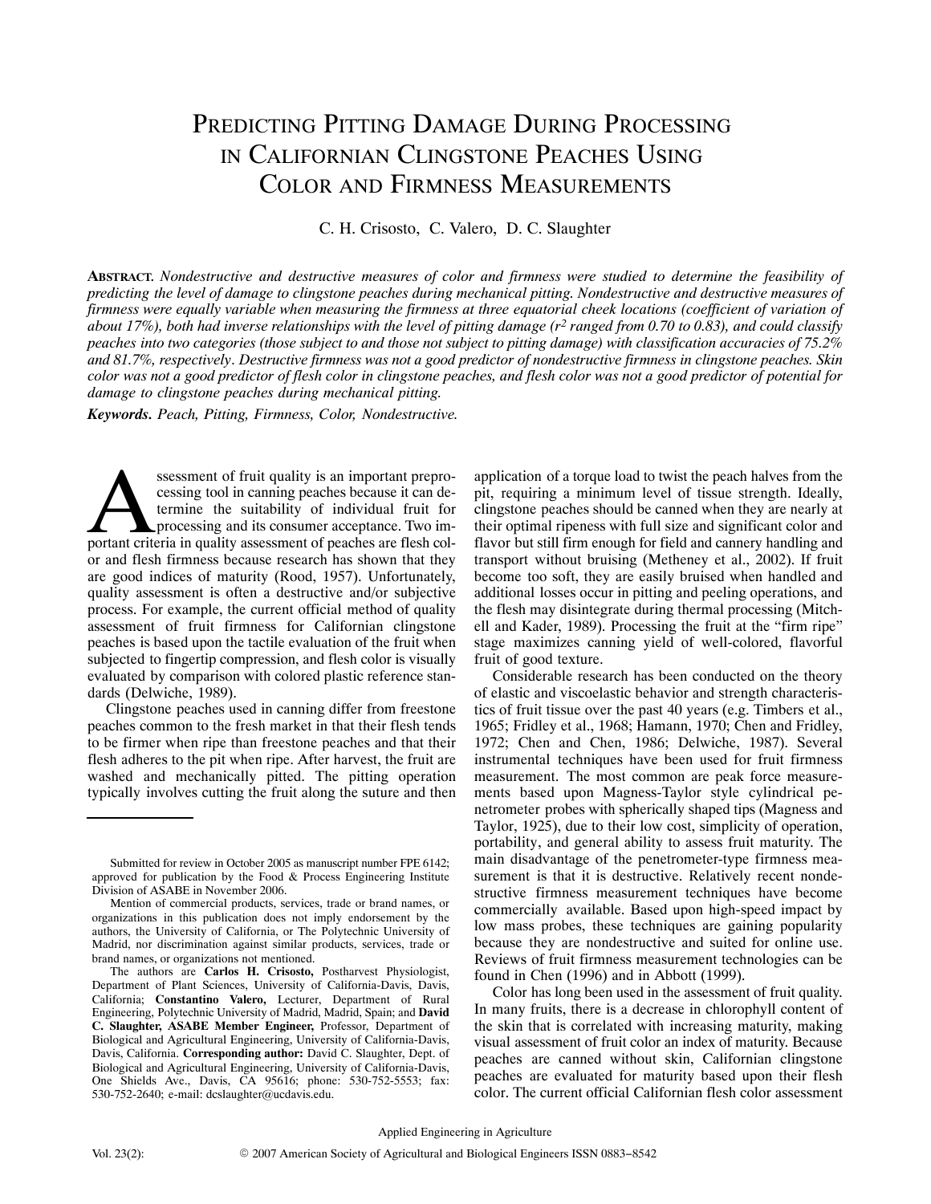# Predicting Pitting Damage During Processing in Californian Clingstone Peaches Using Color and Firmness Measurements

C. H. Crisosto, C. Valero, D. C. Slaughter

**Abstract.** *Nondestructive and destructive measures of color and firmness were studied to determine the feasibility of predicting the level of damage to clingstone peaches during mechanical pitting. Nondestructive and destructive measures of firmness were equally variable when measuring the firmness at three equatorial cheek locations (coefficient of variation of about 17%), both had inverse relationships with the level of pitting damage ($r^2$ ranged from 0.70 to 0.83), and could classify peaches into two categories (those subject to and those not subject to pitting damage) with classification accuracies of 75.2% and 81.7%, respectively. Destructive firmness was not a good predictor of nondestructive firmness in clingstone peaches. Skin color was not a good predictor of flesh color in clingstone peaches, and flesh color was not a good predictor of potential for damage to clingstone peaches during mechanical pitting.*

***Keywords.*** *Peach, Pitting, Firmness, Color, Nondestructive.*

Assessment of fruit quality is an important preprocessing tool in canning peaches because it can determine the suitability of individual fruit for processing and its consumer acceptance. Two important criteria in quality assessment of peaches are flesh color and flesh firmness because research has shown that they are good indices of maturity (Rood, 1957). Unfortunately, quality assessment is often a destructive and/or subjective process. For example, the current official method of quality assessment of fruit firmness for Californian clingstone peaches is based upon the tactile evaluation of the fruit when subjected to fingertip compression, and flesh color is visually evaluated by comparison with colored plastic reference standards (Delwiche, 1989).

Clingstone peaches used in canning differ from freestone peaches common to the fresh market in that their flesh tends to be firmer when ripe than freestone peaches and that their flesh adheres to the pit when ripe. After harvest, the fruit are washed and mechanically pitted. The pitting operation typically involves cutting the fruit along the suture and then application of a torque load to twist the peach halves from the pit, requiring a minimum level of tissue strength. Ideally, clingstone peaches should be canned when they are nearly at their optimal ripeness with full size and significant color and flavor but still firm enough for field and cannery handling and transport without bruising (Metheney et al., 2002). If fruit become too soft, they are easily bruised when handled and additional losses occur in pitting and peeling operations, and the flesh may disintegrate during thermal processing (Mitchell and Kader, 1989). Processing the fruit at the "firm ripe" stage maximizes canning yield of well-colored, flavorful fruit of good texture.

Considerable research has been conducted on the theory of elastic and viscoelastic behavior and strength characteristics of fruit tissue over the past 40 years (e.g. Timbers et al., 1965; Fridley et al., 1968; Hamann, 1970; Chen and Fridley, 1972; Chen and Chen, 1986; Delwiche, 1987). Several instrumental techniques have been used for fruit firmness measurement. The most common are peak force measurements based upon Magness-Taylor style cylindrical penetrometer probes with spherically shaped tips (Magness and Taylor, 1925), due to their low cost, simplicity of operation, portability, and general ability to assess fruit maturity. The main disadvantage of the penetrometer-type firmness measurement is that it is destructive. Relatively recent nondestructive firmness measurement techniques have become commercially available. Based upon high-speed impact by low mass probes, these techniques are gaining popularity because they are nondestructive and suited for online use. Reviews of fruit firmness measurement technologies can be found in Chen (1996) and in Abbott (1999).

Color has long been used in the assessment of fruit quality. In many fruits, there is a decrease in chlorophyll content of the skin that is correlated with increasing maturity, making visual assessment of fruit color an index of maturity. Because peaches are canned without skin, Californian clingstone peaches are evaluated for maturity based upon their flesh color. The current official Californian flesh color assessment

---

Submitted for review in October 2005 as manuscript number FPE 6142; approved for publication by the Food & Process Engineering Institute Division of ASABE in November 2006.

Mention of commercial products, services, trade or brand names, or organizations in this publication does not imply endorsement by the authors, the University of California, or The Polytechnic University of Madrid, nor discrimination against similar products, services, trade or brand names, or organizations not mentioned.

The authors are **Carlos H. Crisosto,** Postharvest Physiologist, Department of Plant Sciences, University of California-Davis, Davis, California; **Constantino Valero,** Lecturer, Department of Rural Engineering, Polytechnic University of Madrid, Madrid, Spain; and **David C. Slaughter, ASABE Member Engineer,** Professor, Department of Biological and Agricultural Engineering, University of California-Davis, Davis, California. **Corresponding author:** David C. Slaughter, Dept. of Biological and Agricultural Engineering, University of California-Davis, One Shields Ave., Davis, CA 95616; phone: 530-752-5553; fax: 530-752-2640; e-mail: dcslaughter@ucdavis.edu.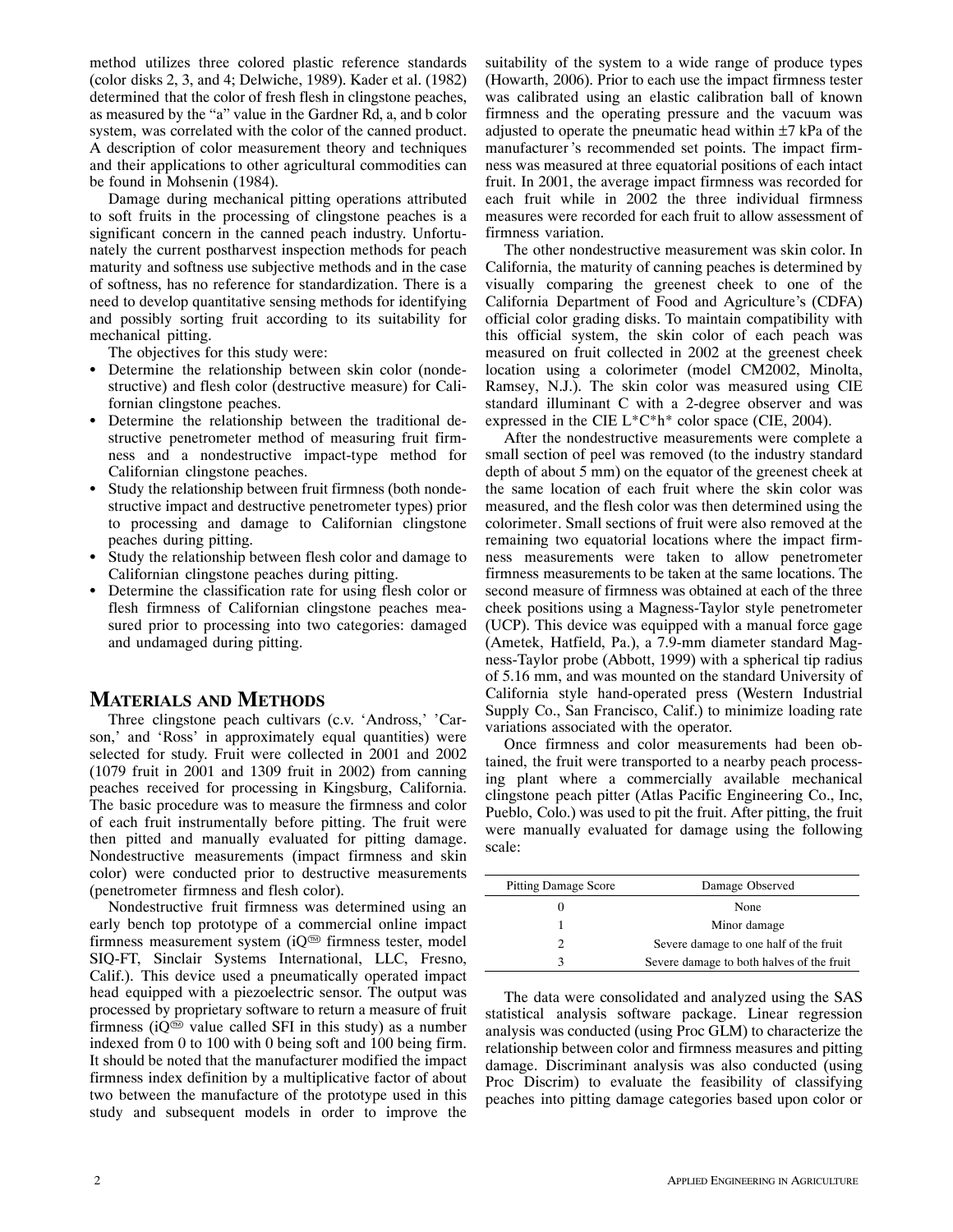method utilizes three colored plastic reference standards (color disks 2, 3, and 4; Delwiche, 1989). Kader et al. (1982) determined that the color of fresh flesh in clingstone peaches, as measured by the "a" value in the Gardner Rd, a, and b color system, was correlated with the color of the canned product. A description of color measurement theory and techniques and their applications to other agricultural commodities can be found in Mohsenin (1984).

Damage during mechanical pitting operations attributed to soft fruits in the processing of clingstone peaches is a significant concern in the canned peach industry. Unfortunately the current postharvest inspection methods for peach maturity and softness use subjective methods and in the case of softness, has no reference for standardization. There is a need to develop quantitative sensing methods for identifying and possibly sorting fruit according to its suitability for mechanical pitting.

The objectives for this study were:

- Determine the relationship between skin color (nondestructive) and flesh color (destructive measure) for Californian clingstone peaches.
- Determine the relationship between the traditional destructive penetrometer method of measuring fruit firmness and a nondestructive impact-type method for Californian clingstone peaches.
- Study the relationship between fruit firmness (both nondestructive impact and destructive penetrometer types) prior to processing and damage to Californian clingstone peaches during pitting.
- Study the relationship between flesh color and damage to Californian clingstone peaches during pitting.
- Determine the classification rate for using flesh color or flesh firmness of Californian clingstone peaches measured prior to processing into two categories: damaged and undamaged during pitting.

## Materials and Methods

Three clingstone peach cultivars (c.v. 'Andross,' 'Carson,' and 'Ross' in approximately equal quantities) were selected for study. Fruit were collected in 2001 and 2002 (1079 fruit in 2001 and 1309 fruit in 2002) from canning peaches received for processing in Kingsburg, California. The basic procedure was to measure the firmness and color of each fruit instrumentally before pitting. The fruit were then pitted and manually evaluated for pitting damage. Nondestructive measurements (impact firmness and skin color) were conducted prior to destructive measurements (penetrometer firmness and flesh color).

Nondestructive fruit firmness was determined using an early bench top prototype of a commercial online impact firmness measurement system (iQ™ firmness tester, model SIQ-FT, Sinclair Systems International, LLC, Fresno, Calif.). This device used a pneumatically operated impact head equipped with a piezoelectric sensor. The output was processed by proprietary software to return a measure of fruit firmness (iQ™ value called SFI in this study) as a number indexed from 0 to 100 with 0 being soft and 100 being firm. It should be noted that the manufacturer modified the impact firmness index definition by a multiplicative factor of about two between the manufacture of the prototype used in this study and subsequent models in order to improve the suitability of the system to a wide range of produce types (Howarth, 2006). Prior to each use the impact firmness tester was calibrated using an elastic calibration ball of known firmness and the operating pressure and the vacuum was adjusted to operate the pneumatic head within ±7 kPa of the manufacturer's recommended set points. The impact firmness was measured at three equatorial positions of each intact fruit. In 2001, the average impact firmness was recorded for each fruit while in 2002 the three individual firmness measures were recorded for each fruit to allow assessment of firmness variation.

The other nondestructive measurement was skin color. In California, the maturity of canning peaches is determined by visually comparing the greenest cheek to one of the California Department of Food and Agriculture's (CDFA) official color grading disks. To maintain compatibility with this official system, the skin color of each peach was measured on fruit collected in 2002 at the greenest cheek location using a colorimeter (model CM2002, Minolta, Ramsey, N.J.). The skin color was measured using CIE standard illuminant C with a 2-degree observer and was expressed in the CIE L\*C\*h\* color space (CIE, 2004).

After the nondestructive measurements were complete a small section of peel was removed (to the industry standard depth of about 5 mm) on the equator of the greenest cheek at the same location of each fruit where the skin color was measured, and the flesh color was then determined using the colorimeter. Small sections of fruit were also removed at the remaining two equatorial locations where the impact firmness measurements were taken to allow penetrometer firmness measurements to be taken at the same locations. The second measure of firmness was obtained at each of the three cheek positions using a Magness-Taylor style penetrometer (UCP). This device was equipped with a manual force gage (Ametek, Hatfield, Pa.), a 7.9-mm diameter standard Magness-Taylor probe (Abbott, 1999) with a spherical tip radius of 5.16 mm, and was mounted on the standard University of California style hand-operated press (Western Industrial Supply Co., San Francisco, Calif.) to minimize loading rate variations associated with the operator.

Once firmness and color measurements had been obtained, the fruit were transported to a nearby peach processing plant where a commercially available mechanical clingstone peach pitter (Atlas Pacific Engineering Co., Inc, Pueblo, Colo.) was used to pit the fruit. After pitting, the fruit were manually evaluated for damage using the following scale:

| Pitting Damage Score | Damage Observed |
|---|---|
| 0 | None |
| 1 | Minor damage |
| 2 | Severe damage to one half of the fruit |
| 3 | Severe damage to both halves of the fruit |

The data were consolidated and analyzed using the SAS statistical analysis software package. Linear regression analysis was conducted (using Proc GLM) to characterize the relationship between color and firmness measures and pitting damage. Discriminant analysis was also conducted (using Proc Discrim) to evaluate the feasibility of classifying peaches into pitting damage categories based upon color or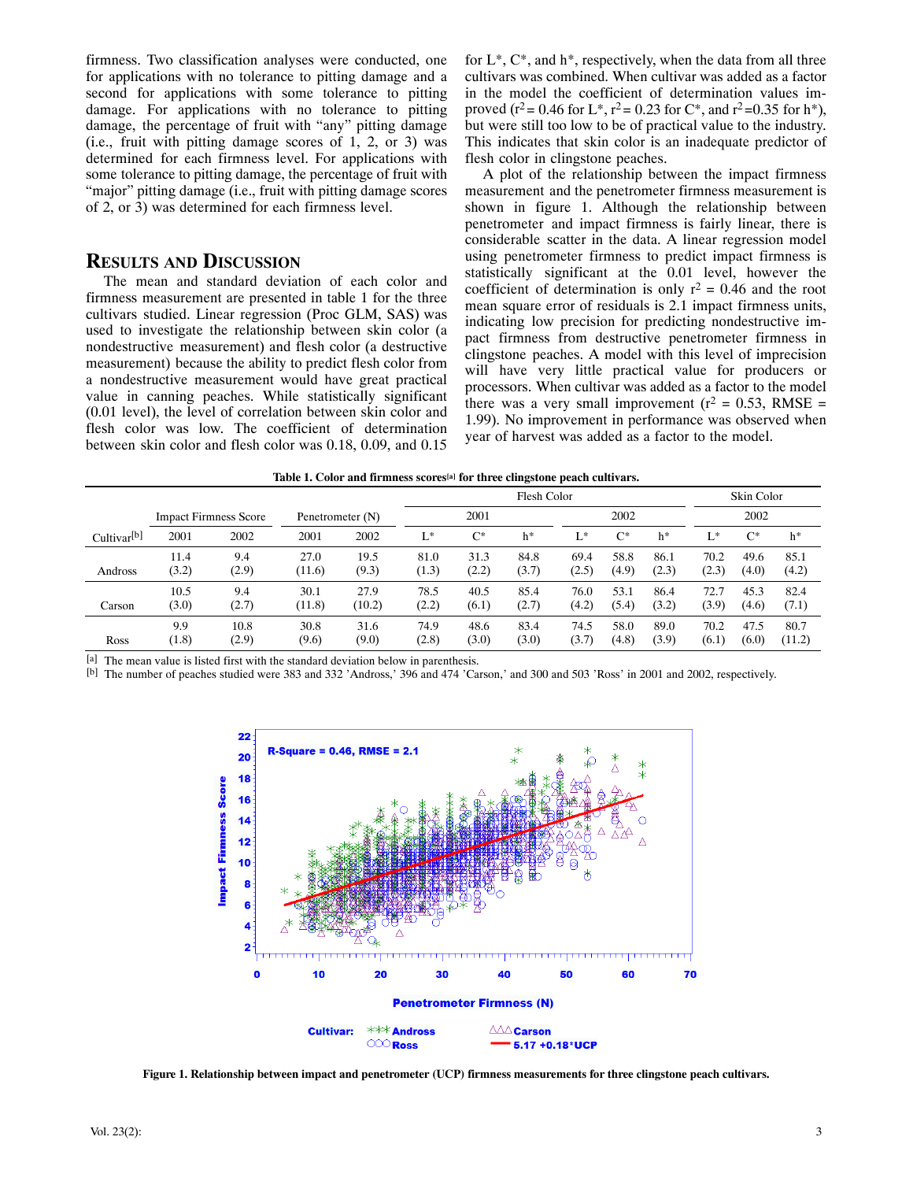firmness. Two classification analyses were conducted, one for applications with no tolerance to pitting damage and a second for applications with some tolerance to pitting damage. For applications with no tolerance to pitting damage, the percentage of fruit with "any" pitting damage (i.e., fruit with pitting damage scores of 1, 2, or 3) was determined for each firmness level. For applications with some tolerance to pitting damage, the percentage of fruit with "major" pitting damage (i.e., fruit with pitting damage scores of 2, or 3) was determined for each firmness level.

## Results and Discussion

The mean and standard deviation of each color and firmness measurement are presented in table 1 for the three cultivars studied. Linear regression (Proc GLM, SAS) was used to investigate the relationship between skin color (a nondestructive measurement) and flesh color (a destructive measurement) because the ability to predict flesh color from a nondestructive measurement would have great practical value in canning peaches. While statistically significant (0.01 level), the level of correlation between skin color and flesh color was low. The coefficient of determination between skin color and flesh color was 0.18, 0.09, and 0.15 for L*, C*, and h*, respectively, when the data from all three cultivars was combined. When cultivar was added as a factor in the model the coefficient of determination values improved ($r^2$ = 0.46 for L*, $r^2$ = 0.23 for C*, and $r^2$ = 0.35 for h*), but were still too low to be of practical value to the industry. This indicates that skin color is an inadequate predictor of flesh color in clingstone peaches.

A plot of the relationship between the impact firmness measurement and the penetrometer firmness measurement is shown in figure 1. Although the relationship between penetrometer and impact firmness is fairly linear, there is considerable scatter in the data. A linear regression model using penetrometer firmness to predict impact firmness is statistically significant at the 0.01 level, however the coefficient of determination is only $r^2$ = 0.46 and the root mean square error of residuals is 2.1 impact firmness units, indicating low precision for predicting nondestructive impact firmness from destructive penetrometer firmness in clingstone peaches. A model with this level of imprecision will have very little practical value for producers or processors. When cultivar was added as a factor to the model there was a very small improvement ($r^2$ = 0.53, RMSE = 1.99). No improvement in performance was observed when year of harvest was added as a factor to the model.

**Table 1. Color and firmness scores[a] for three clingstone peach cultivars.**

| Cultivar[b] | Impact Firmness Score | | Penetrometer (N) | | Flesh Color | | | | | | Skin Color | | |
|---|---|---|---|---|---|---|---|---|---|---|---|---|---|
| | | | | | 2001 | | | 2002 | | | 2002 | | |
| | 2001 | 2002 | 2001 | 2002 | L* | C* | h* | L* | C* | h* | L* | C* | h* |
| Andross | 11.4 (3.2) | 9.4 (2.9) | 27.0 (11.6) | 19.5 (9.3) | 81.0 (1.3) | 31.3 (2.2) | 84.8 (3.7) | 69.4 (2.5) | 58.8 (4.9) | 86.1 (2.3) | 70.2 (2.3) | 49.6 (4.0) | 85.1 (4.2) |
| Carson | 10.5 (3.0) | 9.4 (2.7) | 30.1 (11.8) | 27.9 (10.2) | 78.5 (2.2) | 40.5 (6.1) | 85.4 (2.7) | 76.0 (4.2) | 53.1 (5.4) | 86.4 (3.2) | 72.7 (3.9) | 45.3 (4.6) | 82.4 (7.1) |
| Ross | 9.9 (1.8) | 10.8 (2.9) | 30.8 (9.6) | 31.6 (9.0) | 74.9 (2.8) | 48.6 (3.0) | 83.4 (3.0) | 74.5 (3.7) | 58.0 (4.8) | 89.0 (3.9) | 70.2 (6.1) | 47.5 (6.0) | 80.7 (11.2) |

[a] The mean value is listed first with the standard deviation below in parenthesis.
[b] The number of peaches studied were 383 and 332 'Andross,' 396 and 474 'Carson,' and 300 and 503 'Ross' in 2001 and 2002, respectively.

**Figure 1. Relationship between impact and penetrometer (UCP) firmness measurements for three clingstone peach cultivars.**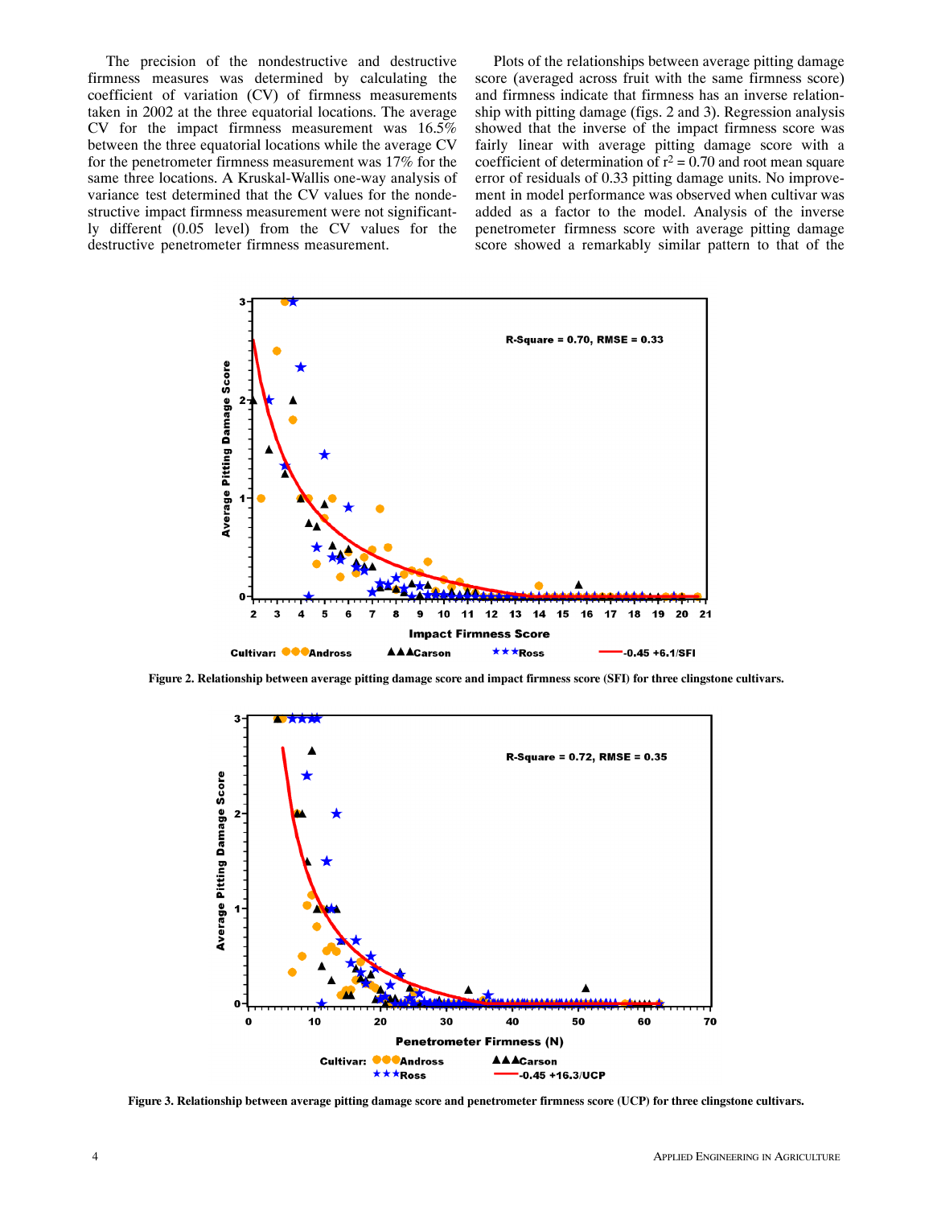The precision of the nondestructive and destructive firmness measures was determined by calculating the coefficient of variation (CV) of firmness measurements taken in 2002 at the three equatorial locations. The average CV for the impact firmness measurement was 16.5% between the three equatorial locations while the average CV for the penetrometer firmness measurement was 17% for the same three locations. A Kruskal-Wallis one-way analysis of variance test determined that the CV values for the nondestructive impact firmness measurement were not significantly different (0.05 level) from the CV values for the destructive penetrometer firmness measurement.

Plots of the relationships between average pitting damage score (averaged across fruit with the same firmness score) and firmness indicate that firmness has an inverse relationship with pitting damage (figs. 2 and 3). Regression analysis showed that the inverse of the impact firmness score was fairly linear with average pitting damage score with a coefficient of determination of $r^2 = 0.70$ and root mean square error of residuals of 0.33 pitting damage units. No improvement in model performance was observed when cultivar was added as a factor to the model. Analysis of the inverse penetrometer firmness score with average pitting damage score showed a remarkably similar pattern to that of the

**Figure 2. Relationship between average pitting damage score and impact firmness score (SFI) for three clingstone cultivars.**

**Figure 3. Relationship between average pitting damage score and penetrometer firmness score (UCP) for three clingstone cultivars.**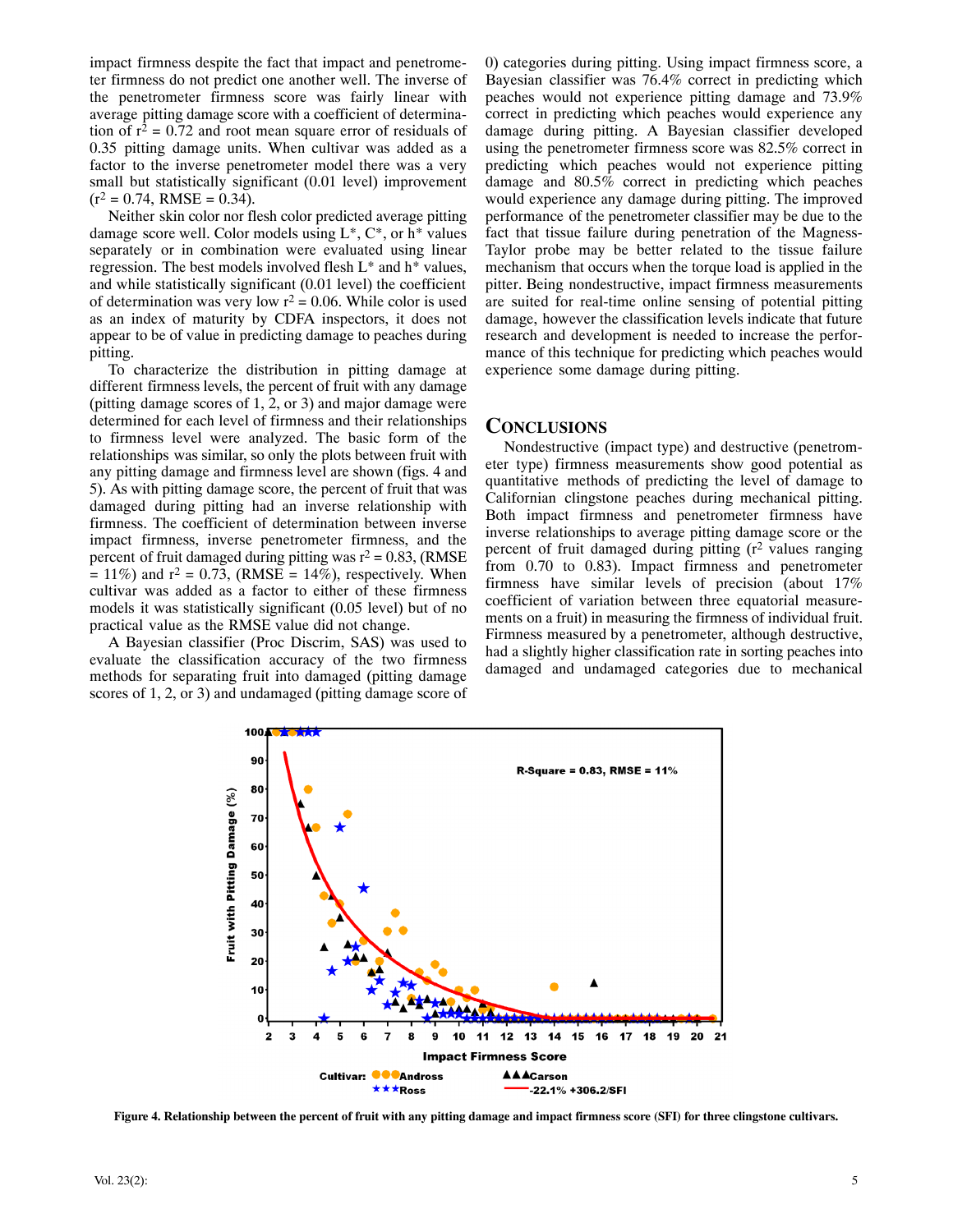impact firmness despite the fact that impact and penetrometer firmness do not predict one another well. The inverse of the penetrometer firmness score was fairly linear with average pitting damage score with a coefficient of determination of $r^2 = 0.72$ and root mean square error of residuals of 0.35 pitting damage units. When cultivar was added as a factor to the inverse penetrometer model there was a very small but statistically significant (0.01 level) improvement ($r^2 = 0.74$, RMSE = 0.34).

Neither skin color nor flesh color predicted average pitting damage score well. Color models using L*, C*, or h* values separately or in combination were evaluated using linear regression. The best models involved flesh L* and h* values, and while statistically significant (0.01 level) the coefficient of determination was very low $r^2 = 0.06$. While color is used as an index of maturity by CDFA inspectors, it does not appear to be of value in predicting damage to peaches during pitting.

To characterize the distribution in pitting damage at different firmness levels, the percent of fruit with any damage (pitting damage scores of 1, 2, or 3) and major damage were determined for each level of firmness and their relationships to firmness level were analyzed. The basic form of the relationships was similar, so only the plots between fruit with any pitting damage and firmness level are shown (figs. 4 and 5). As with pitting damage score, the percent of fruit that was damaged during pitting had an inverse relationship with firmness. The coefficient of determination between inverse impact firmness, inverse penetrometer firmness, and the percent of fruit damaged during pitting was $r^2 = 0.83$, (RMSE = 11%) and $r^2 = 0.73$, (RMSE = 14%), respectively. When cultivar was added as a factor to either of these firmness models it was statistically significant (0.05 level) but of no practical value as the RMSE value did not change.

A Bayesian classifier (Proc Discrim, SAS) was used to evaluate the classification accuracy of the two firmness methods for separating fruit into damaged (pitting damage scores of 1, 2, or 3) and undamaged (pitting damage score of 0) categories during pitting. Using impact firmness score, a Bayesian classifier was 76.4% correct in predicting which peaches would not experience pitting damage and 73.9% correct in predicting which peaches would experience any damage during pitting. A Bayesian classifier developed using the penetrometer firmness score was 82.5% correct in predicting which peaches would not experience pitting damage and 80.5% correct in predicting which peaches would experience any damage during pitting. The improved performance of the penetrometer classifier may be due to the fact that tissue failure during penetration of the Magness-Taylor probe may be better related to the tissue failure mechanism that occurs when the torque load is applied in the pitter. Being nondestructive, impact firmness measurements are suited for real-time online sensing of potential pitting damage, however the classification levels indicate that future research and development is needed to increase the performance of this technique for predicting which peaches would experience some damage during pitting.

## Conclusions

Nondestructive (impact type) and destructive (penetrometer type) firmness measurements show good potential as quantitative methods of predicting the level of damage to Californian clingstone peaches during mechanical pitting. Both impact firmness and penetrometer firmness have inverse relationships to average pitting damage score or the percent of fruit damaged during pitting ($r^2$ values ranging from 0.70 to 0.83). Impact firmness and penetrometer firmness have similar levels of precision (about 17% coefficient of variation between three equatorial measurements on a fruit) in measuring the firmness of individual fruit. Firmness measured by a penetrometer, although destructive, had a slightly higher classification rate in sorting peaches into damaged and undamaged categories due to mechanical

**Figure 4. Relationship between the percent of fruit with any pitting damage and impact firmness score (SFI) for three clingstone cultivars.**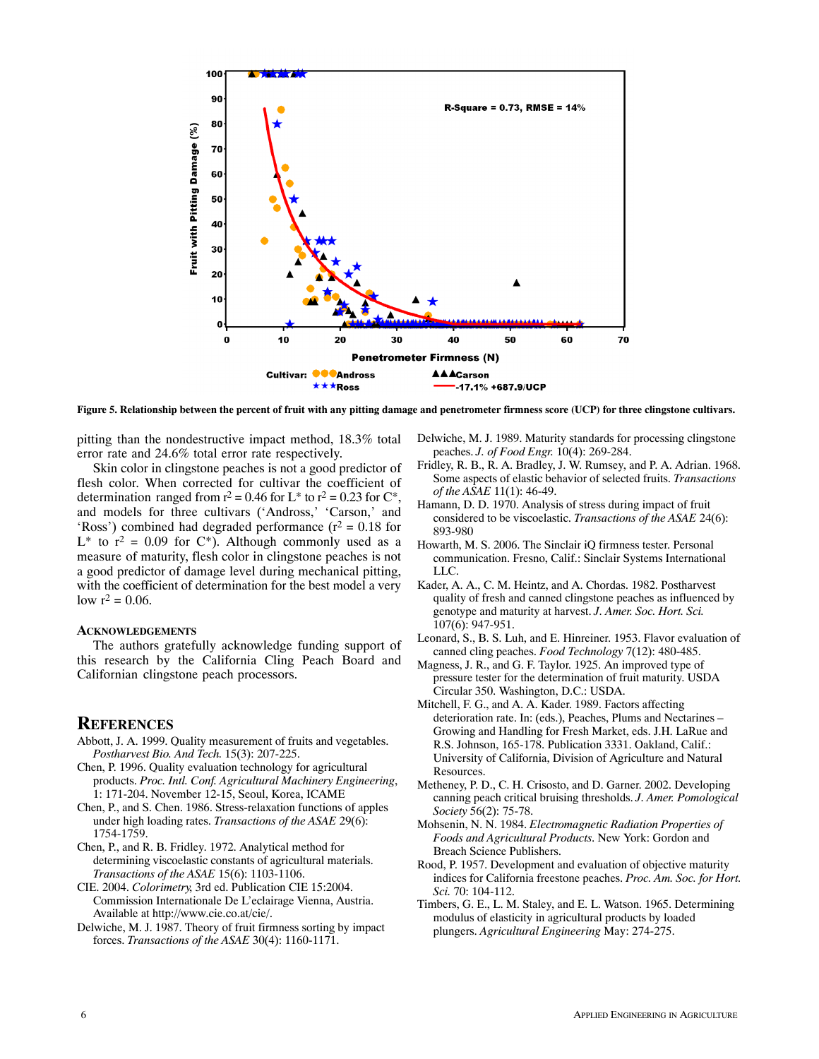R-Square = 0.73, RMSE = 14%

Fruit with Pitting Damage (%)

Penetrometer Firmness (N)

Cultivar: Andross, Carson, Ross, -17.1% +687.9/UCP

**Figure 5. Relationship between the percent of fruit with any pitting damage and penetrometer firmness score (UCP) for three clingstone cultivars.**

pitting than the nondestructive impact method, 18.3% total error rate and 24.6% total error rate respectively.

Skin color in clingstone peaches is not a good predictor of flesh color. When corrected for cultivar the coefficient of determination ranged from $r^2 = 0.46$ for L* to $r^2 = 0.23$ for C*, and models for three cultivars ('Andross,' 'Carson,' and 'Ross') combined had degraded performance ($r^2 = 0.18$ for L* to $r^2 = 0.09$ for C*). Although commonly used as a measure of maturity, flesh color in clingstone peaches is not a good predictor of damage level during mechanical pitting, with the coefficient of determination for the best model a very low $r^2 = 0.06$.

### Acknowledgements

The authors gratefully acknowledge funding support of this research by the California Cling Peach Board and Californian clingstone peach processors.

## References

Abbott, J. A. 1999. Quality measurement of fruits and vegetables. *Postharvest Bio. And Tech.* 15(3): 207-225.

Chen, P. 1996. Quality evaluation technology for agricultural products. *Proc. Intl. Conf. Agricultural Machinery Engineering*, 1: 171-204. November 12-15, Seoul, Korea, ICAME

Chen, P., and S. Chen. 1986. Stress-relaxation functions of apples under high loading rates. *Transactions of the ASAE* 29(6): 1754-1759.

Chen, P., and R. B. Fridley. 1972. Analytical method for determining viscoelastic constants of agricultural materials. *Transactions of the ASAE* 15(6): 1103-1106.

CIE. 2004. *Colorimetry*, 3rd ed. Publication CIE 15:2004. Commission Internationale De L'eclairage Vienna, Austria. Available at http://www.cie.co.at/cie/.

Delwiche, M. J. 1987. Theory of fruit firmness sorting by impact forces. *Transactions of the ASAE* 30(4): 1160-1171.

Delwiche, M. J. 1989. Maturity standards for processing clingstone peaches. *J. of Food Engr.* 10(4): 269-284.

Fridley, R. B., R. A. Bradley, J. W. Rumsey, and P. A. Adrian. 1968. Some aspects of elastic behavior of selected fruits. *Transactions of the ASAE* 11(1): 46-49.

Hamann, D. D. 1970. Analysis of stress during impact of fruit considered to be viscoelastic. *Transactions of the ASAE* 24(6): 893-980

Howarth, M. S. 2006. The Sinclair iQ firmness tester. Personal communication. Fresno, Calif.: Sinclair Systems International LLC.

Kader, A. A., C. M. Heintz, and A. Chordas. 1982. Postharvest quality of fresh and canned clingstone peaches as influenced by genotype and maturity at harvest. *J. Amer. Soc. Hort. Sci.* 107(6): 947-951.

Leonard, S., B. S. Luh, and E. Hinreiner. 1953. Flavor evaluation of canned cling peaches. *Food Technology* 7(12): 480-485.

Magness, J. R., and G. F. Taylor. 1925. An improved type of pressure tester for the determination of fruit maturity. USDA Circular 350. Washington, D.C.: USDA.

Mitchell, F. G., and A. A. Kader. 1989. Factors affecting deterioration rate. In: (eds.), Peaches, Plums and Nectarines – Growing and Handling for Fresh Market, eds. J.H. LaRue and R.S. Johnson, 165-178. Publication 3331. Oakland, Calif.: University of California, Division of Agriculture and Natural Resources.

Metheney, P. D., C. H. Crisosto, and D. Garner. 2002. Developing canning peach critical bruising thresholds. *J. Amer. Pomological Society* 56(2): 75-78.

Mohsenin, N. N. 1984. *Electromagnetic Radiation Properties of Foods and Agricultural Products.* New York: Gordon and Breach Science Publishers.

Rood, P. 1957. Development and evaluation of objective maturity indices for California freestone peaches. *Proc. Am. Soc. for Hort. Sci.* 70: 104-112.

Timbers, G. E., L. M. Staley, and E. L. Watson. 1965. Determining modulus of elasticity in agricultural products by loaded plungers. *Agricultural Engineering* May: 274-275.